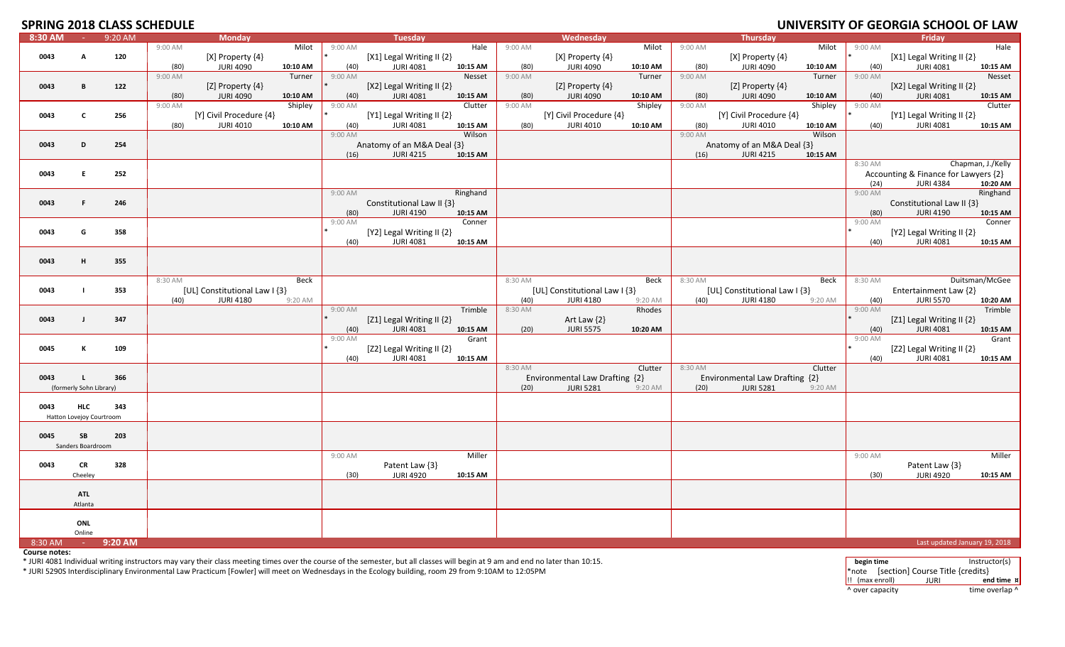# SPRING 2018 CLASS SCHEDULE

# UNIVERSITY OF GEORGIA SCHOOL OF LAW

| 8:30 AM - 9:20 AM | Monday | Tuesday | Wednesday | Thursday | Friday |
|---|---|---|---|---|---|
| 0043 A 120 | 9:00 AM Milot [X] Property {4} (80) JURI 4090 10:10 AM | 9:00 AM Hale * [X1] Legal Writing II {2} (40) JURI 4081 10:15 AM | 9:00 AM Milot [X] Property {4} (80) JURI 4090 10:10 AM | 9:00 AM Milot [X] Property {4} (80) JURI 4090 10:10 AM | 9:00 AM Hale * [X1] Legal Writing II {2} (40) JURI 4081 10:15 AM |
| 0043 B 122 | 9:00 AM Turner [Z] Property {4} (80) JURI 4090 10:10 AM | 9:00 AM Nesset * [X2] Legal Writing II {2} (40) JURI 4081 10:15 AM | 9:00 AM Turner [Z] Property {4} (80) JURI 4090 10:10 AM | 9:00 AM Turner [Z] Property {4} (80) JURI 4090 10:10 AM | 9:00 AM Nesset * [X2] Legal Writing II {2} (40) JURI 4081 10:15 AM |
| 0043 C 256 | 9:00 AM Shipley [Y] Civil Procedure {4} (80) JURI 4010 10:10 AM | 9:00 AM Clutter * [Y1] Legal Writing II {2} (40) JURI 4081 10:15 AM | 9:00 AM Shipley [Y] Civil Procedure {4} (80) JURI 4010 10:10 AM | 9:00 AM Shipley [Y] Civil Procedure {4} (80) JURI 4010 10:10 AM | 9:00 AM Clutter * [Y1] Legal Writing II {2} (40) JURI 4081 10:15 AM |
| 0043 D 254 | | 9:00 AM Wilson Anatomy of an M&A Deal {3} (16) JURI 4215 10:15 AM | | 9:00 AM Wilson Anatomy of an M&A Deal {3} (16) JURI 4215 10:15 AM | |
| 0043 E 252 | | | | | 8:30 AM Chapman, J./Kelly Accounting & Finance for Lawyers {2} (24) JURI 4384 10:20 AM |
| 0043 F 246 | | 9:00 AM Ringhand Constitutional Law II {3} (80) JURI 4190 10:15 AM | | | 9:00 AM Ringhand Constitutional Law II {3} (80) JURI 4190 10:15 AM |
| 0043 G 358 | | 9:00 AM Conner * [Y2] Legal Writing II {2} (40) JURI 4081 10:15 AM | | | 9:00 AM Conner * [Y2] Legal Writing II {2} (40) JURI 4081 10:15 AM |
| 0043 H 355 | | | | | |
| 0043 I 353 | 8:30 AM Beck [UL] Constitutional Law I {3} (40) JURI 4180 9:20 AM | | 8:30 AM Beck [UL] Constitutional Law I {3} (40) JURI 4180 9:20 AM | 8:30 AM Beck [UL] Constitutional Law I {3} (40) JURI 4180 9:20 AM | 8:30 AM Duitsman/McGee Entertainment Law {2} (40) JURI 5570 10:20 AM |
| 0043 J 347 | | 9:00 AM Trimble * [Z1] Legal Writing II {2} (40) JURI 4081 10:15 AM | 8:30 AM Rhodes Art Law {2} (20) JURI 5575 10:20 AM | | 9:00 AM Trimble * [Z1] Legal Writing II {2} (40) JURI 4081 10:15 AM |
| 0045 K 109 | | 9:00 AM Grant * [Z2] Legal Writing II {2} (40) JURI 4081 10:15 AM | | | 9:00 AM Grant * [Z2] Legal Writing II {2} (40) JURI 4081 10:15 AM |
| 0043 L 366 (formerly Sohn Library) | | | 8:30 AM Clutter Environmental Law Drafting {2} (20) JURI 5281 9:20 AM | 8:30 AM Clutter Environmental Law Drafting {2} (20) JURI 5281 9:20 AM | |
| 0043 HLC 343 Hatton Lovejoy Courtroom | | | | | |
| 0045 SB 203 Sanders Boardroom | | | | | |
| 0043 CR 328 Cheeley | | 9:00 AM Miller Patent Law {3} (30) JURI 4920 10:15 AM | | | 9:00 AM Miller Patent Law {3} (30) JURI 4920 10:15 AM |
| ATL Atlanta | | | | | |
| ONL Online | | | | | |

8:30 AM - 9:20 AM

Last updated January 19, 2018

**Course notes:**

* JURI 4081 Individual writing instructors may vary their class meeting times over the course of the semester, but all classes will begin at 9 am and end no later than 10:15.

* JURI 5290S Interdisciplinary Environmental Law Practicum [Fowler] will meet on Wednesdays in the Ecology building, room 29 from 9:10AM to 12:05PM

| begin time | | Instructor(s) |
|---|---|---|
| *note | [section] Course Title {credits} | |
| !! (max enroll) | JURI | end time ¤ |
| ^ over capacity | | time overlap ^ |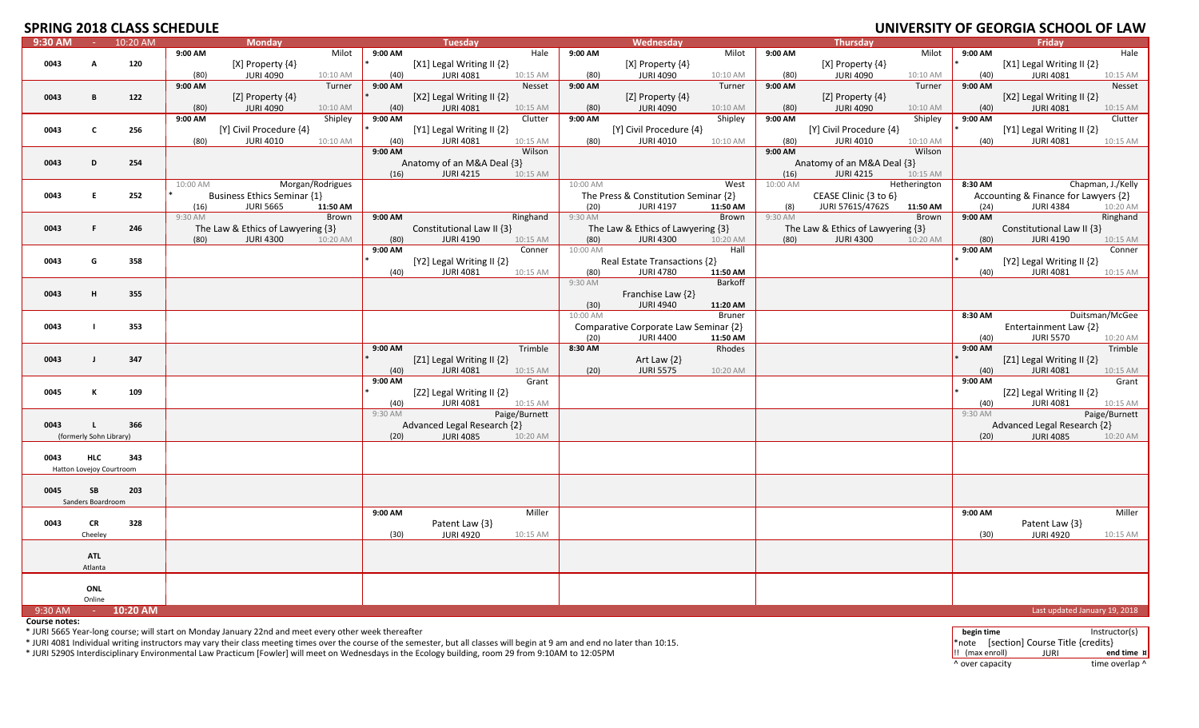## SPRING 2018 CLASS SCHEDULE

## UNIVERSITY OF GEORGIA SCHOOL OF LAW

| 9:30 AM - 10:20 AM | Monday | Tuesday | Wednesday | Thursday | Friday |
|---|---|---|---|---|---|
| 0043 A 120 | 9:00 AM Milot [X] Property {4} (80) JURI 4090 10:10 AM | 9:00 AM Hale * [X1] Legal Writing II {2} (40) JURI 4081 10:15 AM | 9:00 AM Milot [X] Property {4} (80) JURI 4090 10:10 AM | 9:00 AM Milot [X] Property {4} (80) JURI 4090 10:10 AM | 9:00 AM Hale * [X1] Legal Writing II {2} (40) JURI 4081 10:15 AM |
| 0043 B 122 | 9:00 AM Turner [Z] Property {4} (80) JURI 4090 10:10 AM | 9:00 AM Nesset * [X2] Legal Writing II {2} (40) JURI 4081 10:15 AM | 9:00 AM Turner [Z] Property {4} (80) JURI 4090 10:10 AM | 9:00 AM Turner [Z] Property {4} (80) JURI 4090 10:10 AM | 9:00 AM Nesset * [X2] Legal Writing II {2} (40) JURI 4081 10:15 AM |
| 0043 C 256 | 9:00 AM Shipley [Y] Civil Procedure {4} (80) JURI 4010 10:10 AM | 9:00 AM Clutter * [Y1] Legal Writing II {2} (40) JURI 4081 10:15 AM | 9:00 AM Shipley [Y] Civil Procedure {4} (80) JURI 4010 10:10 AM | 9:00 AM Shipley [Y] Civil Procedure {4} (80) JURI 4010 10:10 AM | 9:00 AM Clutter * [Y1] Legal Writing II {2} (40) JURI 4081 10:15 AM |
| 0043 D 254 | | 9:00 AM Wilson Anatomy of an M&A Deal {3} (16) JURI 4215 10:15 AM | | 9:00 AM Wilson Anatomy of an M&A Deal {3} (16) JURI 4215 10:15 AM | |
| 0043 E 252 | 10:00 AM Morgan/Rodrigues * Business Ethics Seminar {1} (16) JURI 5665 11:50 AM | | 10:00 AM West The Press & Constitution Seminar {2} (20) JURI 4197 11:50 AM | 10:00 AM Hetherington CEASE Clinic {3 to 6} (8) JURI 5761S/4762S 11:50 AM | 8:30 AM Chapman, J./Kelly Accounting & Finance for Lawyers {2} (24) JURI 4384 10:20 AM |
| 0043 F 246 | 9:30 AM Brown The Law & Ethics of Lawyering {3} (80) JURI 4300 10:20 AM | 9:00 AM Ringhand Constitutional Law II {3} (80) JURI 4190 10:15 AM | 9:30 AM Brown The Law & Ethics of Lawyering {3} (80) JURI 4300 10:20 AM | 9:30 AM Brown The Law & Ethics of Lawyering {3} (80) JURI 4300 10:20 AM | 9:00 AM Ringhand Constitutional Law II {3} (80) JURI 4190 10:15 AM |
| 0043 G 358 | | 9:00 AM Conner * [Y2] Legal Writing II {2} (40) JURI 4081 10:15 AM | 10:00 AM Hall Real Estate Transactions {2} (80) JURI 4780 11:50 AM | | 9:00 AM Conner * [Y2] Legal Writing II {2} (40) JURI 4081 10:15 AM |
| 0043 H 355 | | | 9:30 AM Barkoff Franchise Law {2} (30) JURI 4940 11:20 AM | | |
| 0043 I 353 | | | 10:00 AM Bruner Comparative Corporate Law Seminar {2} (20) JURI 4400 11:50 AM | | 8:30 AM Duitsman/McGee Entertainment Law {2} (40) JURI 5570 10:20 AM |
| 0043 J 347 | | 9:00 AM Trimble * [Z1] Legal Writing II {2} (40) JURI 4081 10:15 AM | 8:30 AM Rhodes Art Law {2} (20) JURI 5575 10:20 AM | | 9:00 AM Trimble * [Z1] Legal Writing II {2} (40) JURI 4081 10:15 AM |
| 0045 K 109 | | 9:00 AM Grant * [Z2] Legal Writing II {2} (40) JURI 4081 10:15 AM | | | 9:00 AM Grant * [Z2] Legal Writing II {2} (40) JURI 4081 10:15 AM |
| 0043 L 366 (formerly Sohn Library) | | 9:30 AM Paige/Burnett Advanced Legal Research {2} (20) JURI 4085 10:20 AM | | | 9:30 AM Paige/Burnett Advanced Legal Research {2} (20) JURI 4085 10:20 AM |
| 0043 HLC 343 Hatton Lovejoy Courtroom | | | | | |
| 0045 SB 203 Sanders Boardroom | | | | | |
| 0043 CR 328 Cheeley | | 9:00 AM Miller Patent Law {3} (30) JURI 4920 10:15 AM | | | 9:00 AM Miller Patent Law {3} (30) JURI 4920 10:15 AM |
| ATL Atlanta | | | | | |
| ONL Online | | | | | |

9:30 AM - 10:20 AM

Last updated January 19, 2018

**Course notes:**

* JURI 5665 Year-long course; will start on Monday January 22nd and meet every other week thereafter
* JURI 4081 Individual writing instructors may vary their class meeting times over the course of the semester, but all classes will begin at 9 am and end no later than 10:15.
* JURI 5290S Interdisciplinary Environmental Law Practicum [Fowler] will meet on Wednesdays in the Ecology building, room 29 from 9:10AM to 12:05PM

**Legend:**

| **begin time** | | Instructor(s) |
|---|---|---|
| *note | [section] Course Title {credits} | |
| !! (max enroll) | JURI | **end time** ¤ |
| ^ over capacity | | time overlap ^ |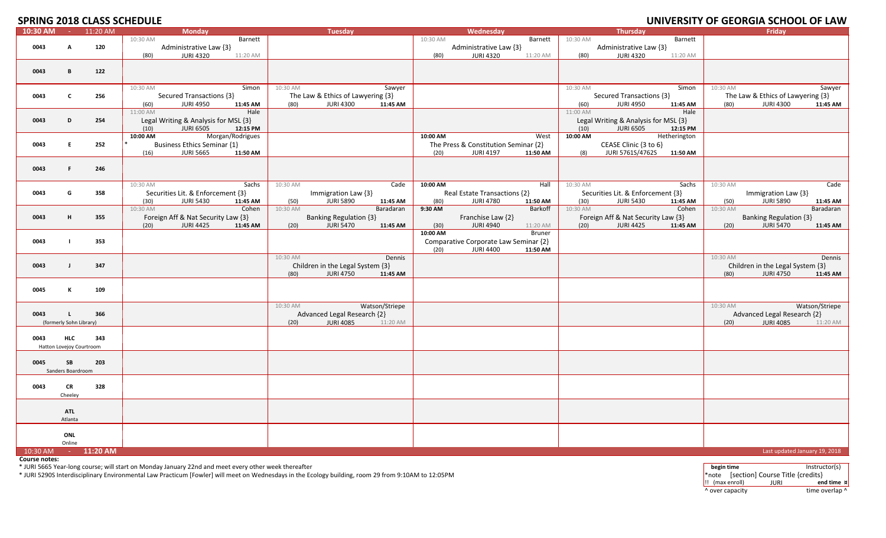## SPRING 2018 CLASS SCHEDULE

## UNIVERSITY OF GEORGIA SCHOOL OF LAW

| 10:30 AM - 11:20 AM | | | Monday | Tuesday | Wednesday | Thursday | Friday |
|---|---|---|---|---|---|---|---|
| 0043 | A | 120 | 10:30 AM Barnett<br>Administrative Law {3}<br>(80) JURI 4320 11:20 AM | | 10:30 AM Barnett<br>Administrative Law {3}<br>(80) JURI 4320 11:20 AM | 10:30 AM Barnett<br>Administrative Law {3}<br>(80) JURI 4320 11:20 AM | |
| 0043 | B | 122 | | | | | |
| 0043 | C | 256 | 10:30 AM Simon<br>Secured Transactions {3}<br>(60) JURI 4950 11:45 AM | 10:30 AM Sawyer<br>The Law & Ethics of Lawyering {3}<br>(80) JURI 4300 11:45 AM | | 10:30 AM Simon<br>Secured Transactions {3}<br>(60) JURI 4950 11:45 AM | 10:30 AM Sawyer<br>The Law & Ethics of Lawyering {3}<br>(80) JURI 4300 11:45 AM |
| 0043 | D | 254 | 11:00 AM Hale<br>Legal Writing & Analysis for MSL {3}<br>(10) JURI 6505 12:15 PM | | | 11:00 AM Hale<br>Legal Writing & Analysis for MSL {3}<br>(10) JURI 6505 12:15 PM | |
| 0043 | E | 252 | 10:00 AM Morgan/Rodrigues<br>* Business Ethics Seminar {1}<br>(16) JURI 5665 11:50 AM | | 10:00 AM West<br>The Press & Constitution Seminar {2}<br>(20) JURI 4197 11:50 AM | 10:00 AM Hetherington<br>CEASE Clinic {3 to 6}<br>(8) JURI 5761S/4762S 11:50 AM | |
| 0043 | F | 246 | | | | | |
| 0043 | G | 358 | 10:30 AM Sachs<br>Securities Lit. & Enforcement {3}<br>(30) JURI 5430 11:45 AM | 10:30 AM Cade<br>Immigration Law {3}<br>(50) JURI 5890 11:45 AM | 10:00 AM Hall<br>Real Estate Transactions {2}<br>(80) JURI 4780 11:50 AM | 10:30 AM Sachs<br>Securities Lit. & Enforcement {3}<br>(30) JURI 5430 11:45 AM | 10:30 AM Cade<br>Immigration Law {3}<br>(50) JURI 5890 11:45 AM |
| 0043 | H | 355 | 10:30 AM Cohen<br>Foreign Aff & Nat Security Law {3}<br>(20) JURI 4425 11:45 AM | 10:30 AM Baradaran<br>Banking Regulation {3}<br>(20) JURI 5470 11:45 AM | 9:30 AM Barkoff<br>Franchise Law {2}<br>(30) JURI 4940 11:20 AM | 10:30 AM Cohen<br>Foreign Aff & Nat Security Law {3}<br>(20) JURI 4425 11:45 AM | 10:30 AM Baradaran<br>Banking Regulation {3}<br>(20) JURI 5470 11:45 AM |
| 0043 | I | 353 | | | 10:00 AM Bruner<br>Comparative Corporate Law Seminar {2}<br>(20) JURI 4400 11:50 AM | | |
| 0043 | J | 347 | | 10:30 AM Dennis<br>Children in the Legal System {3}<br>(80) JURI 4750 11:45 AM | | | 10:30 AM Dennis<br>Children in the Legal System {3}<br>(80) JURI 4750 11:45 AM |
| 0045 | K | 109 | | | | | |
| 0043 | L (formerly Sohn Library) | 366 | | 10:30 AM Watson/Striepe<br>Advanced Legal Research {2}<br>(20) JURI 4085 11:20 AM | | | 10:30 AM Watson/Striepe<br>Advanced Legal Research {2}<br>(20) JURI 4085 11:20 AM |
| 0043 | HLC (Hatton Lovejoy Courtroom) | 343 | | | | | |
| 0045 | SB (Sanders Boardroom) | 203 | | | | | |
| 0043 | CR (Cheeley) | 328 | | | | | |
| | ATL (Atlanta) | | | | | | |
| | ONL (Online) | | | | | | |

10:30 AM - 11:20 AM

Last updated January 19, 2018

**Course notes:**

* JURI 5665 Year-long course; will start on Monday January 22nd and meet every other week thereafter

* JURI 5290S Interdisciplinary Environmental Law Practicum [Fowler] will meet on Wednesdays in the Ecology building, room 29 from 9:10AM to 12:05PM

| **begin time** | | Instructor(s) |
|---|---|---|
| *note | [section] Course Title {credits} | |
| !! (max enroll) | JURI | **end time ¤** |
| ^ over capacity | | time overlap ^ |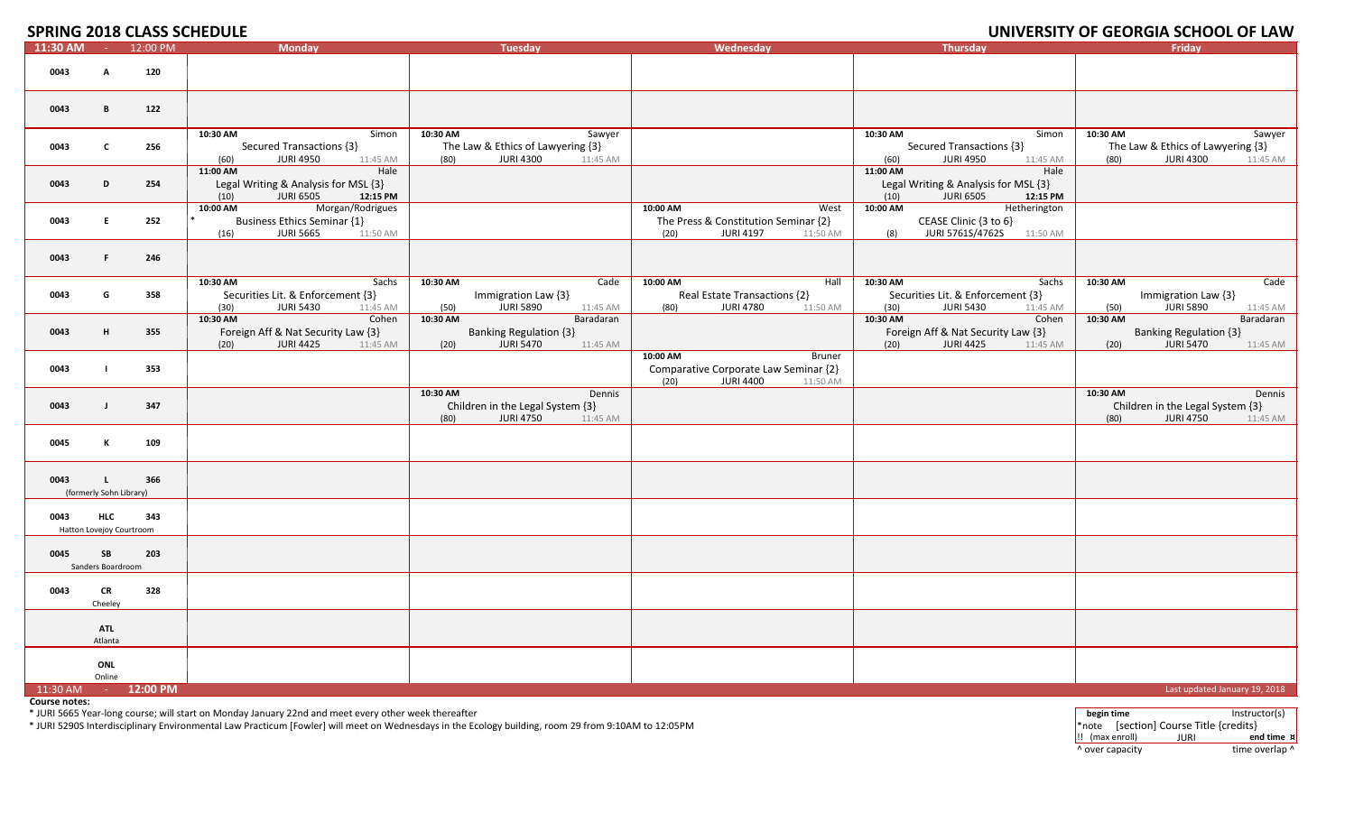# SPRING 2018 CLASS SCHEDULE

## UNIVERSITY OF GEORGIA SCHOOL OF LAW

| 11:30 AM - 12:00 PM | Monday | Tuesday | Wednesday | Thursday | Friday |
|---|---|---|---|---|---|
| 0043 A 120 | | | | | |
| 0043 B 122 | | | | | |
| 0043 C 256 | 10:30 AM Simon<br>Secured Transactions {3}<br>(60) JURI 4950 11:45 AM | 10:30 AM Sawyer<br>The Law & Ethics of Lawyering {3}<br>(80) JURI 4300 11:45 AM | | 10:30 AM Simon<br>Secured Transactions {3}<br>(60) JURI 4950 11:45 AM | 10:30 AM Sawyer<br>The Law & Ethics of Lawyering {3}<br>(80) JURI 4300 11:45 AM |
| 0043 D 254 | 11:00 AM Hale<br>Legal Writing & Analysis for MSL {3}<br>(10) JURI 6505 **12:15 PM** | | | 11:00 AM Hale<br>Legal Writing & Analysis for MSL {3}<br>(10) JURI 6505 **12:15 PM** | |
| 0043 E 252 | 10:00 AM Morgan/Rodrigues<br>* Business Ethics Seminar {1}<br>(16) JURI 5665 11:50 AM | | 10:00 AM West<br>The Press & Constitution Seminar {2}<br>(20) JURI 4197 11:50 AM | 10:00 AM Hetherington<br>CEASE Clinic {3 to 6}<br>(8) JURI 5761S/4762S 11:50 AM | |
| 0043 F 246 | | | | | |
| 0043 G 358 | 10:30 AM Sachs<br>Securities Lit. & Enforcement {3}<br>(30) JURI 5430 11:45 AM | 10:30 AM Cade<br>Immigration Law {3}<br>(50) JURI 5890 11:45 AM | 10:00 AM Hall<br>Real Estate Transactions {2}<br>(80) JURI 4780 11:50 AM | 10:30 AM Sachs<br>Securities Lit. & Enforcement {3}<br>(30) JURI 5430 11:45 AM | 10:30 AM Cade<br>Immigration Law {3}<br>(50) JURI 5890 11:45 AM |
| 0043 H 355 | 10:30 AM Cohen<br>Foreign Aff & Nat Security Law {3}<br>(20) JURI 4425 11:45 AM | 10:30 AM Baradaran<br>Banking Regulation {3}<br>(20) JURI 5470 11:45 AM | | 10:30 AM Cohen<br>Foreign Aff & Nat Security Law {3}<br>(20) JURI 4425 11:45 AM | 10:30 AM Baradaran<br>Banking Regulation {3}<br>(20) JURI 5470 11:45 AM |
| 0043 I 353 | | | 10:00 AM Bruner<br>Comparative Corporate Law Seminar {2}<br>(20) JURI 4400 11:50 AM | | |
| 0043 J 347 | | 10:30 AM Dennis<br>Children in the Legal System {3}<br>(80) JURI 4750 11:45 AM | | | 10:30 AM Dennis<br>Children in the Legal System {3}<br>(80) JURI 4750 11:45 AM |
| 0045 K 109 | | | | | |
| 0043 L 366 (formerly Sohn Library) | | | | | |
| 0043 HLC 343 Hatton Lovejoy Courtroom | | | | | |
| 0045 SB 203 Sanders Boardroom | | | | | |
| 0043 CR 328 Cheeley | | | | | |
| ATL Atlanta | | | | | |
| ONL Online | | | | | |

11:30 AM - **12:00 PM**

Last updated January 19, 2018

**Course notes:**

* JURI 5665 Year-long course; will start on Monday January 22nd and meet every other week thereafter

* JURI 5290S Interdisciplinary Environmental Law Practicum [Fowler] will meet on Wednesdays in the Ecology building, room 29 from 9:10AM to 12:05PM

| **begin time** | | Instructor(s) |
|---|---|---|
| *note | [section] Course Title {credits} | |
| !! (max enroll) | JURI | **end time ¤** |
| ^ over capacity | | time overlap ^ |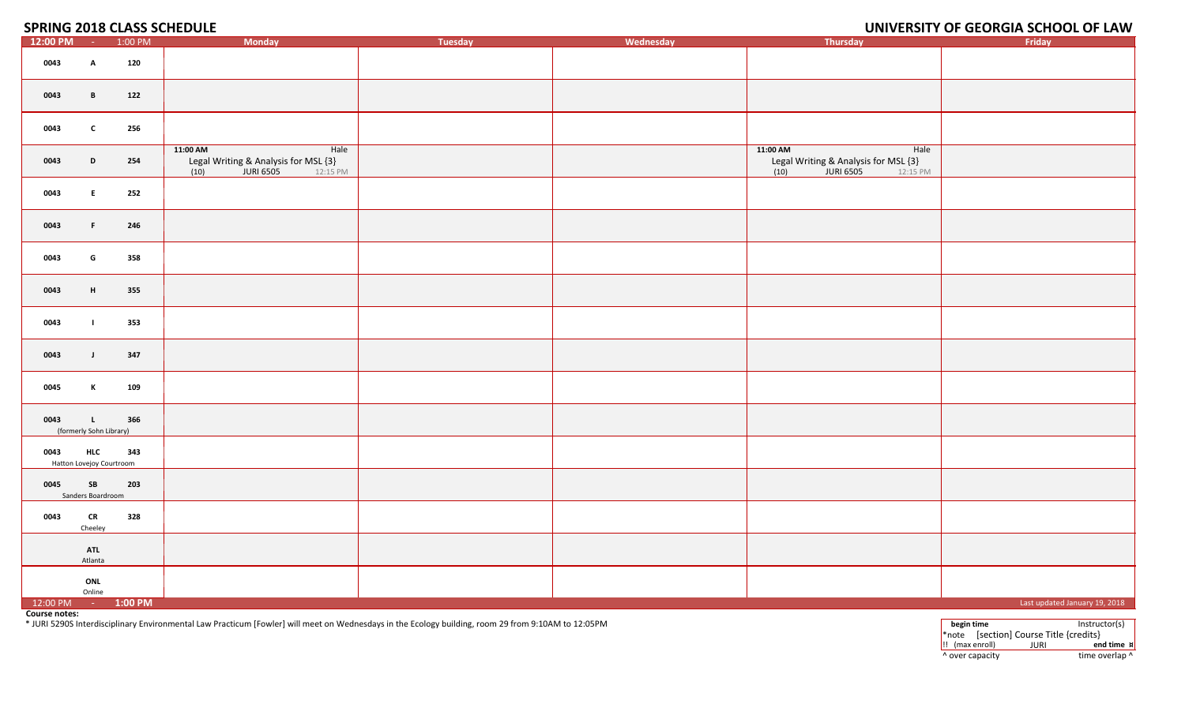# SPRING 2018 CLASS SCHEDULE

# UNIVERSITY OF GEORGIA SCHOOL OF LAW

| 12:00 PM - 1:00 PM | Monday | Tuesday | Wednesday | Thursday | Friday |
|---|---|---|---|---|---|
| 0043 A 120 | | | | | |
| 0043 B 122 | | | | | |
| 0043 C 256 | | | | | |
| 0043 D 254 | 11:00 AM Hale Legal Writing & Analysis for MSL {3} (10) JURI 6505 12:15 PM | | | 11:00 AM Hale Legal Writing & Analysis for MSL {3} (10) JURI 6505 12:15 PM | |
| 0043 E 252 | | | | | |
| 0043 F 246 | | | | | |
| 0043 G 358 | | | | | |
| 0043 H 355 | | | | | |
| 0043 I 353 | | | | | |
| 0043 J 347 | | | | | |
| 0045 K 109 | | | | | |
| 0043 L 366 (formerly Sohn Library) | | | | | |
| 0043 HLC 343 Hatton Lovejoy Courtroom | | | | | |
| 0045 SB 203 Sanders Boardroom | | | | | |
| 0043 CR 328 Cheeley | | | | | |
| ATL Atlanta | | | | | |
| ONL Online | | | | | |
| 12:00 PM - 1:00 PM | | | | | Last updated January 19, 2018 |

**Course notes:**

* JURI 5290S Interdisciplinary Environmental Law Practicum [Fowler] will meet on Wednesdays in the Ecology building, room 29 from 9:10AM to 12:05PM

| **begin time** | | Instructor(s) |
|---|---|---|
| *note [section] Course Title {credits} | | |
| !! (max enroll) | JURI | **end time ¤** |
| ^ over capacity | | time overlap ^ |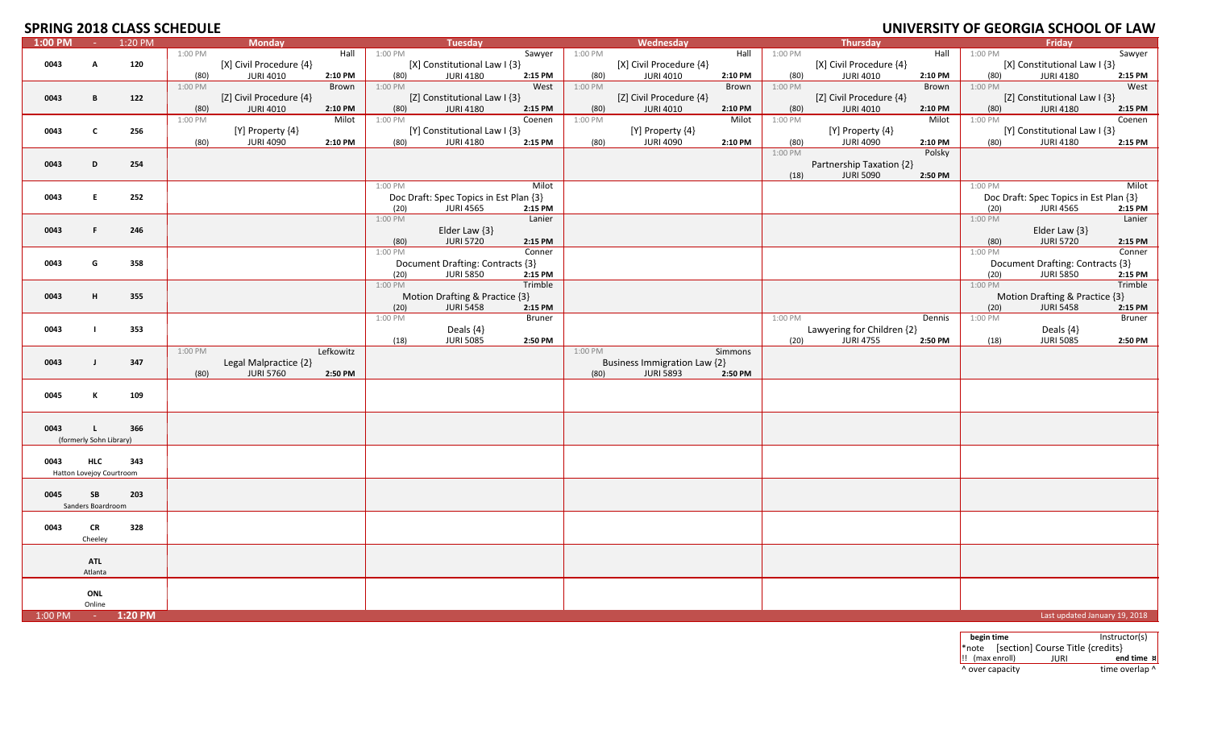# SPRING 2018 CLASS SCHEDULE

# UNIVERSITY OF GEORGIA SCHOOL OF LAW

| 1:00 PM - 1:20 PM | | | Monday | Tuesday | Wednesday | Thursday | Friday |
|---|---|---|---|---|---|---|---|
| 0043 | A | 120 | 1:00 PM Hall [X] Civil Procedure {4} (80) JURI 4010 2:10 PM | 1:00 PM Sawyer [X] Constitutional Law I {3} (80) JURI 4180 2:15 PM | 1:00 PM Hall [X] Civil Procedure {4} (80) JURI 4010 2:10 PM | 1:00 PM Hall [X] Civil Procedure {4} (80) JURI 4010 2:10 PM | 1:00 PM Sawyer [X] Constitutional Law I {3} (80) JURI 4180 2:15 PM |
| 0043 | B | 122 | 1:00 PM Brown [Z] Civil Procedure {4} (80) JURI 4010 2:10 PM | 1:00 PM West [Z] Constitutional Law I {3} (80) JURI 4180 2:15 PM | 1:00 PM Brown [Z] Civil Procedure {4} (80) JURI 4010 2:10 PM | 1:00 PM Brown [Z] Civil Procedure {4} (80) JURI 4010 2:10 PM | 1:00 PM West [Z] Constitutional Law I {3} (80) JURI 4180 2:15 PM |
| 0043 | C | 256 | 1:00 PM Milot [Y] Property {4} (80) JURI 4090 2:10 PM | 1:00 PM Coenen [Y] Constitutional Law I {3} (80) JURI 4180 2:15 PM | 1:00 PM Milot [Y] Property {4} (80) JURI 4090 2:10 PM | 1:00 PM Milot [Y] Property {4} (80) JURI 4090 2:10 PM | 1:00 PM Coenen [Y] Constitutional Law I {3} (80) JURI 4180 2:15 PM |
| 0043 | D | 254 | | | | 1:00 PM Polsky Partnership Taxation {2} (18) JURI 5090 2:50 PM | |
| 0043 | E | 252 | | 1:00 PM Milot Doc Draft: Spec Topics in Est Plan {3} (20) JURI 4565 2:15 PM | | | 1:00 PM Milot Doc Draft: Spec Topics in Est Plan {3} (20) JURI 4565 2:15 PM |
| 0043 | F | 246 | | 1:00 PM Lanier Elder Law {3} (80) JURI 5720 2:15 PM | | | 1:00 PM Lanier Elder Law {3} (80) JURI 5720 2:15 PM |
| 0043 | G | 358 | | 1:00 PM Conner Document Drafting: Contracts {3} (20) JURI 5850 2:15 PM | | | 1:00 PM Conner Document Drafting: Contracts {3} (20) JURI 5850 2:15 PM |
| 0043 | H | 355 | | 1:00 PM Trimble Motion Drafting & Practice {3} (20) JURI 5458 2:15 PM | | | 1:00 PM Trimble Motion Drafting & Practice {3} (20) JURI 5458 2:15 PM |
| 0043 | I | 353 | | 1:00 PM Bruner Deals {4} (18) JURI 5085 2:50 PM | | 1:00 PM Dennis Lawyering for Children {2} (20) JURI 4755 2:50 PM | 1:00 PM Bruner Deals {4} (18) JURI 5085 2:50 PM |
| 0043 | J | 347 | 1:00 PM Lefkowitz Legal Malpractice {2} (80) JURI 5760 2:50 PM | | 1:00 PM Simmons Business Immigration Law {2} (80) JURI 5893 2:50 PM | | |
| 0045 | K | 109 | | | | | |
| 0043 | L (formerly Sohn Library) | 366 | | | | | |
| 0043 | HLC Hatton Lovejoy Courtroom | 343 | | | | | |
| 0045 | SB Sanders Boardroom | 203 | | | | | |
| 0043 | CR Cheeley | 328 | | | | | |
| | ATL Atlanta | | | | | | |
| | ONL Online | | | | | | |
| 1:00 PM - 1:20 PM | | | | | | | Last updated January 19, 2018 |

| Legend | |
|---|---|
| begin time | Instructor(s) |
| *note [section] Course Title {credits} | |
| !! (max enroll) JURI | end time ¤ |
| ^ over capacity | time overlap ^ |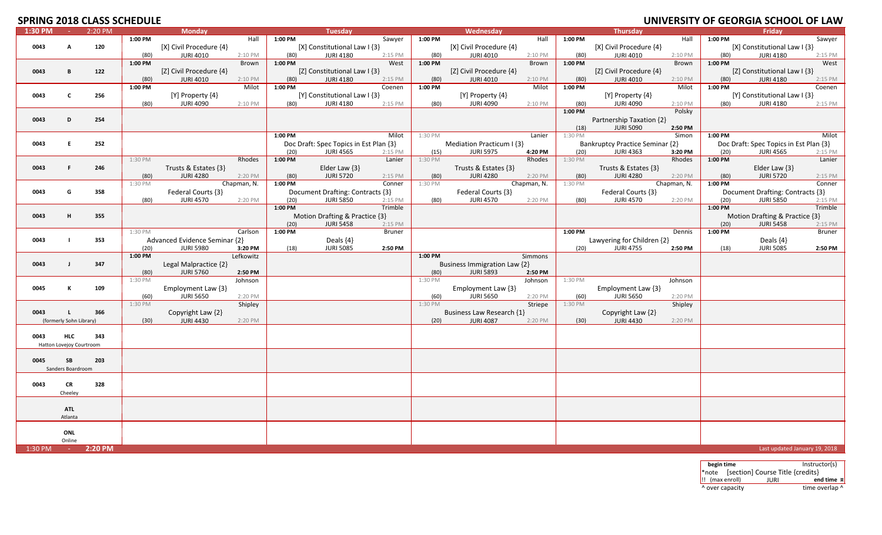# SPRING 2018 CLASS SCHEDULE

# UNIVERSITY OF GEORGIA SCHOOL OF LAW

| 1:30 PM - 2:20 PM | Monday | Tuesday | Wednesday | Thursday | Friday |
|---|---|---|---|---|---|
| 0043 A 120 | 1:00 PM Hall [X] Civil Procedure {4} (80) JURI 4010 2:10 PM | 1:00 PM Sawyer [X] Constitutional Law I {3} (80) JURI 4180 2:15 PM | 1:00 PM Hall [X] Civil Procedure {4} (80) JURI 4010 2:10 PM | 1:00 PM Hall [X] Civil Procedure {4} (80) JURI 4010 2:10 PM | 1:00 PM Sawyer [X] Constitutional Law I {3} (80) JURI 4180 2:15 PM |
| 0043 B 122 | 1:00 PM Brown [Z] Civil Procedure {4} (80) JURI 4010 2:10 PM | 1:00 PM West [Z] Constitutional Law I {3} (80) JURI 4180 2:15 PM | 1:00 PM Brown [Z] Civil Procedure {4} (80) JURI 4010 2:10 PM | 1:00 PM Brown [Z] Civil Procedure {4} (80) JURI 4010 2:10 PM | 1:00 PM West [Z] Constitutional Law I {3} (80) JURI 4180 2:15 PM |
| 0043 C 256 | 1:00 PM Milot [Y] Property {4} (80) JURI 4090 2:10 PM | 1:00 PM Coenen [Y] Constitutional Law I {3} (80) JURI 4180 2:15 PM | 1:00 PM Milot [Y] Property {4} (80) JURI 4090 2:10 PM | 1:00 PM Milot [Y] Property {4} (80) JURI 4090 2:10 PM | 1:00 PM Coenen [Y] Constitutional Law I {3} (80) JURI 4180 2:15 PM |
| 0043 D 254 | | | | 1:00 PM Polsky Partnership Taxation {2} (18) JURI 5090 2:50 PM | |
| 0043 E 252 | | 1:00 PM Milot Doc Draft: Spec Topics in Est Plan {3} (20) JURI 4565 2:15 PM | 1:30 PM Lanier Mediation Practicum I {3} (15) JURI 5975 4:20 PM | 1:30 PM Simon Bankruptcy Practice Seminar {2} (20) JURI 4363 3:20 PM | 1:00 PM Milot Doc Draft: Spec Topics in Est Plan {3} (20) JURI 4565 2:15 PM |
| 0043 F 246 | 1:30 PM Rhodes Trusts & Estates {3} (80) JURI 4280 2:20 PM | 1:00 PM Lanier Elder Law {3} (80) JURI 5720 2:15 PM | 1:30 PM Rhodes Trusts & Estates {3} (80) JURI 4280 2:20 PM | 1:30 PM Rhodes Trusts & Estates {3} (80) JURI 4280 2:20 PM | 1:00 PM Lanier Elder Law {3} (80) JURI 5720 2:15 PM |
| 0043 G 358 | 1:30 PM Chapman, N. Federal Courts {3} (80) JURI 4570 2:20 PM | 1:00 PM Conner Document Drafting: Contracts {3} (20) JURI 5850 2:15 PM | 1:30 PM Chapman, N. Federal Courts {3} (80) JURI 4570 2:20 PM | 1:30 PM Chapman, N. Federal Courts {3} (80) JURI 4570 2:20 PM | 1:00 PM Conner Document Drafting: Contracts {3} (20) JURI 5850 2:15 PM |
| 0043 H 355 | | 1:00 PM Trimble Motion Drafting & Practice {3} (20) JURI 5458 2:15 PM | | | 1:00 PM Trimble Motion Drafting & Practice {3} (20) JURI 5458 2:15 PM |
| 0043 I 353 | 1:30 PM Carlson Advanced Evidence Seminar {2} (20) JURI 5980 3:20 PM | 1:00 PM Bruner Deals {4} (18) JURI 5085 2:50 PM | | 1:00 PM Dennis Lawyering for Children {2} (20) JURI 4755 2:50 PM | 1:00 PM Bruner Deals {4} (18) JURI 5085 2:50 PM |
| 0043 J 347 | 1:00 PM Lefkowitz Legal Malpractice {2} (80) JURI 5760 2:50 PM | | 1:00 PM Simmons Business Immigration Law {2} (80) JURI 5893 2:50 PM | | |
| 0045 K 109 | 1:30 PM Johnson Employment Law {3} (60) JURI 5650 2:20 PM | | 1:30 PM Johnson Employment Law {3} (60) JURI 5650 2:20 PM | 1:30 PM Johnson Employment Law {3} (60) JURI 5650 2:20 PM | |
| 0043 L 366 (formerly Sohn Library) | 1:30 PM Shipley Copyright Law {2} (30) JURI 4430 2:20 PM | | 1:30 PM Striepe Business Law Research {1} (20) JURI 4087 2:20 PM | 1:30 PM Shipley Copyright Law {2} (30) JURI 4430 2:20 PM | |
| 0043 HLC 343 Hatton Lovejoy Courtroom | | | | | |
| 0045 SB 203 Sanders Boardroom | | | | | |
| 0043 CR 328 Cheeley | | | | | |
| ATL Atlanta | | | | | |
| ONL Online | | | | | |
| 1:30 PM - 2:20 PM | | | | | Last updated January 19, 2018 |

| begin time | | Instructor(s) |
|---|---|---|
| *note | [section] Course Title {credits} | |
| !! (max enroll) | JURI | end time ¤ |
| ^ over capacity | | time overlap ^ |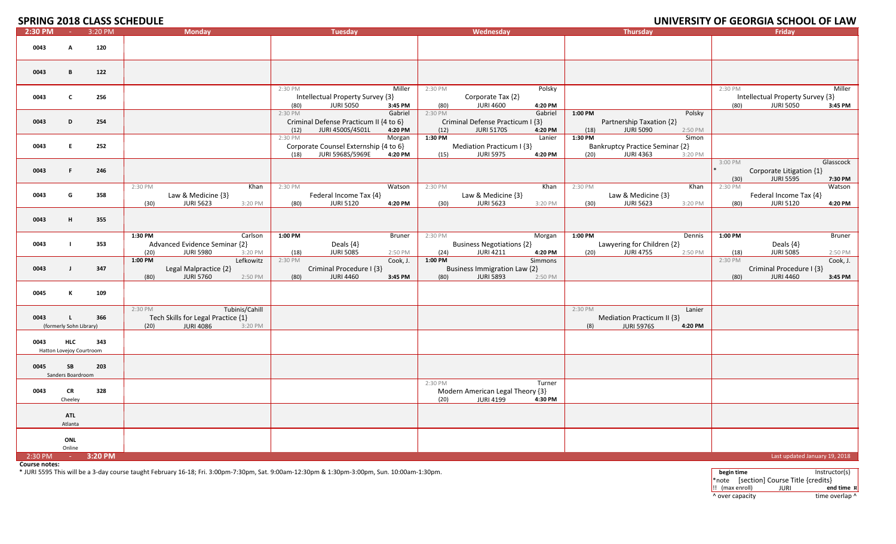## SPRING 2018 CLASS SCHEDULE

## UNIVERSITY OF GEORGIA SCHOOL OF LAW

| 2:30 PM - 3:20 PM | Monday | Tuesday | Wednesday | Thursday | Friday |
|---|---|---|---|---|---|
| 0043 A 120 | | | | | |
| 0043 B 122 | | | | | |
| 0043 C 256 | | 2:30 PM Miller<br>Intellectual Property Survey {3}<br>(80) JURI 5050 3:45 PM | 2:30 PM Polsky<br>Corporate Tax {2}<br>(80) JURI 4600 4:20 PM | | 2:30 PM Miller<br>Intellectual Property Survey {3}<br>(80) JURI 5050 3:45 PM |
| 0043 D 254 | | 2:30 PM Gabriel<br>Criminal Defense Practicum II {4 to 6}<br>(12) JURI 4500S/4501L 4:20 PM | 2:30 PM Gabriel<br>Criminal Defense Practicum I {3}<br>(12) JURI 5170S 4:20 PM | 1:00 PM Polsky<br>Partnership Taxation {2}<br>(18) JURI 5090 2:50 PM | |
| 0043 E 252 | | 2:30 PM Morgan<br>Corporate Counsel Externship {4 to 6}<br>(18) JURI 5968S/5969E 4:20 PM | 1:30 PM Lanier<br>Mediation Practicum I {3}<br>(15) JURI 5975 4:20 PM | 1:30 PM Simon<br>Bankruptcy Practice Seminar {2}<br>(20) JURI 4363 3:20 PM | |
| 0043 F 246 | | | | | 3:00 PM Glasscock<br>* Corporate Litigation {1}<br>(30) JURI 5595 7:30 PM |
| 0043 G 358 | 2:30 PM Khan<br>Law & Medicine {3}<br>(30) JURI 5623 3:20 PM | 2:30 PM Watson<br>Federal Income Tax {4}<br>(80) JURI 5120 4:20 PM | 2:30 PM Khan<br>Law & Medicine {3}<br>(30) JURI 5623 3:20 PM | 2:30 PM Khan<br>Law & Medicine {3}<br>(30) JURI 5623 3:20 PM | 2:30 PM Watson<br>Federal Income Tax {4}<br>(80) JURI 5120 4:20 PM |
| 0043 H 355 | | | | | |
| 0043 I 353 | 1:30 PM Carlson<br>Advanced Evidence Seminar {2}<br>(20) JURI 5980 3:20 PM | 1:00 PM Bruner<br>Deals {4}<br>(18) JURI 5085 2:50 PM | 2:30 PM Morgan<br>Business Negotiations {2}<br>(24) JURI 4211 4:20 PM | 1:00 PM Dennis<br>Lawyering for Children {2}<br>(20) JURI 4755 2:50 PM | 1:00 PM Bruner<br>Deals {4}<br>(18) JURI 5085 2:50 PM |
| 0043 J 347 | 1:00 PM Lefkowitz<br>Legal Malpractice {2}<br>(80) JURI 5760 2:50 PM | 2:30 PM Cook, J.<br>Criminal Procedure I {3}<br>(80) JURI 4460 3:45 PM | 1:00 PM Simmons<br>Business Immigration Law {2}<br>(80) JURI 5893 2:50 PM | | 2:30 PM Cook, J.<br>Criminal Procedure I {3}<br>(80) JURI 4460 3:45 PM |
| 0045 K 109 | | | | | |
| 0043 L 366 (formerly Sohn Library) | 2:30 PM Tubinis/Cahill<br>Tech Skills for Legal Practice {1}<br>(20) JURI 4086 3:20 PM | | | 2:30 PM Lanier<br>Mediation Practicum II {3}<br>(8) JURI 5976S 4:20 PM | |
| 0043 HLC 343 Hatton Lovejoy Courtroom | | | | | |
| 0045 SB 203 Sanders Boardroom | | | | | |
| 0043 CR 328 Cheeley | | | 2:30 PM Turner<br>Modern American Legal Theory {3}<br>(20) JURI 4199 4:30 PM | | |
| ATL Atlanta | | | | | |
| ONL Online | | | | | |

2:30 PM - 3:20 PM

Last updated January 19, 2018

**Course notes:**

* JURI 5595 This will be a 3-day course taught February 16-18; Fri. 3:00pm-7:30pm, Sat. 9:00am-12:30pm & 1:30pm-3:00pm, Sun. 10:00am-1:30pm.

| begin time | | Instructor(s) |
|---|---|---|
| *note [section] Course Title {credits} | | |
| !! (max enroll) | JURI | end time ¤ |
| ^ over capacity | | time overlap ^ |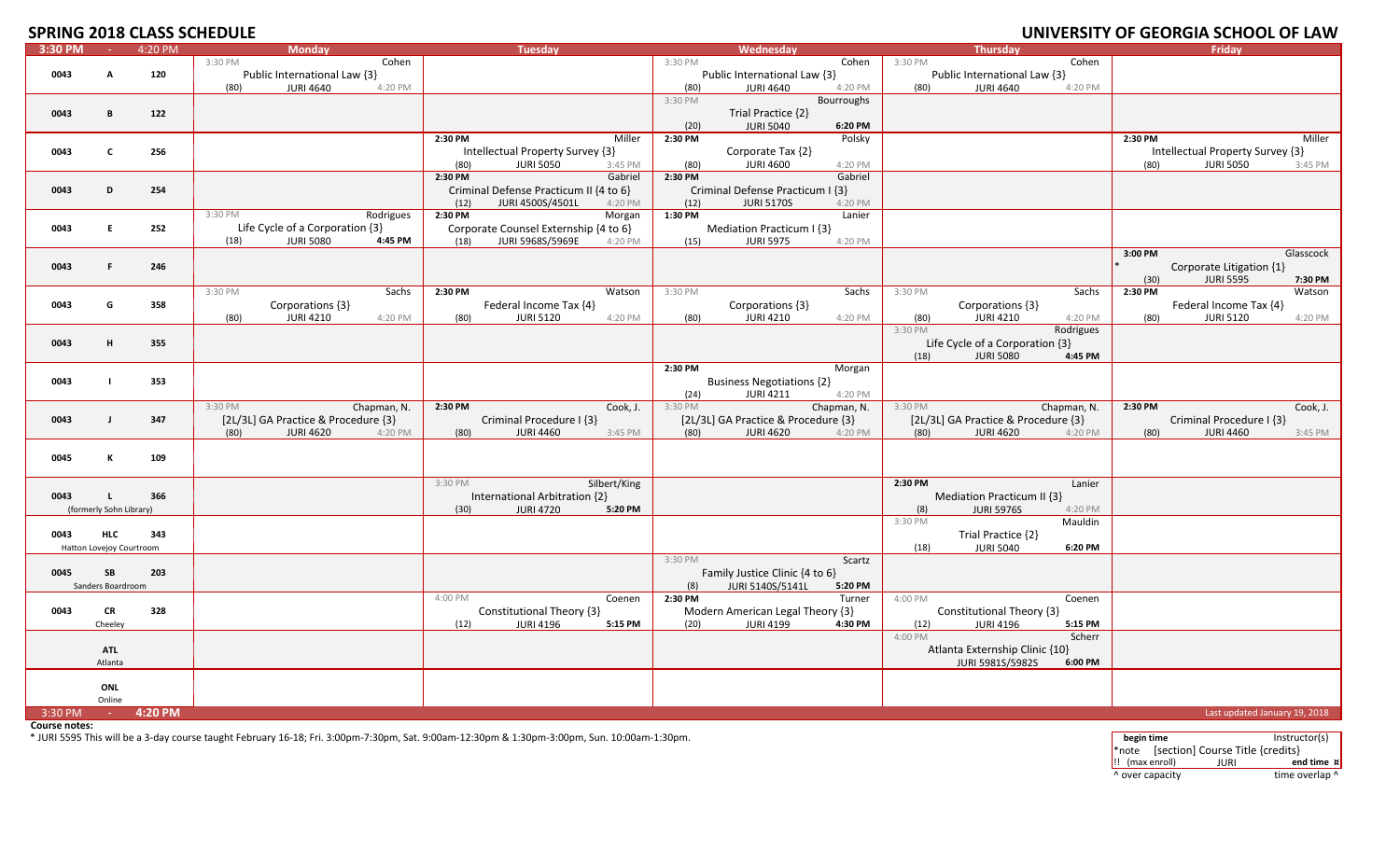# SPRING 2018 CLASS SCHEDULE

# UNIVERSITY OF GEORGIA SCHOOL OF LAW

| 3:30 PM - 4:20 PM | Monday | Tuesday | Wednesday | Thursday | Friday |
|---|---|---|---|---|---|
| 0043 A 120 | 3:30 PM Cohen<br>Public International Law {3}<br>(80) JURI 4640 4:20 PM | | 3:30 PM Cohen<br>Public International Law {3}<br>(80) JURI 4640 4:20 PM | 3:30 PM Cohen<br>Public International Law {3}<br>(80) JURI 4640 4:20 PM | |
| 0043 B 122 | | | 3:30 PM Bourroughs<br>Trial Practice {2}<br>(20) JURI 5040 **6:20 PM** | | |
| 0043 C 256 | | **2:30 PM** Miller<br>Intellectual Property Survey {3}<br>(80) JURI 5050 3:45 PM | **2:30 PM** Polsky<br>Corporate Tax {2}<br>(80) JURI 4600 4:20 PM | | **2:30 PM** Miller<br>Intellectual Property Survey {3}<br>(80) JURI 5050 3:45 PM |
| 0043 D 254 | | **2:30 PM** Gabriel<br>Criminal Defense Practicum II {4 to 6}<br>(12) JURI 4500S/4501L 4:20 PM | **2:30 PM** Gabriel<br>Criminal Defense Practicum I {3}<br>(12) JURI 5170S 4:20 PM | | |
| 0043 E 252 | 3:30 PM Rodrigues<br>Life Cycle of a Corporation {3}<br>(18) JURI 5080 **4:45 PM** | **2:30 PM** Morgan<br>Corporate Counsel Externship {4 to 6}<br>(18) JURI 5968S/5969E 4:20 PM | **1:30 PM** Lanier<br>Mediation Practicum I {3}<br>(15) JURI 5975 4:20 PM | | |
| 0043 F 246 | | | | | **3:00 PM** Glasscock<br>* Corporate Litigation {1}<br>(30) JURI 5595 **7:30 PM** |
| 0043 G 358 | 3:30 PM Sachs<br>Corporations {3}<br>(80) JURI 4210 4:20 PM | **2:30 PM** Watson<br>Federal Income Tax {4}<br>(80) JURI 5120 4:20 PM | 3:30 PM Sachs<br>Corporations {3}<br>(80) JURI 4210 4:20 PM | 3:30 PM Sachs<br>Corporations {3}<br>(80) JURI 4210 4:20 PM | **2:30 PM** Watson<br>Federal Income Tax {4}<br>(80) JURI 5120 4:20 PM |
| 0043 H 355 | | | | 3:30 PM Rodrigues<br>Life Cycle of a Corporation {3}<br>(18) JURI 5080 **4:45 PM** | |
| 0043 I 353 | | | **2:30 PM** Morgan<br>Business Negotiations {2}<br>(24) JURI 4211 4:20 PM | | |
| 0043 J 347 | 3:30 PM Chapman, N.<br>[2L/3L] GA Practice & Procedure {3}<br>(80) JURI 4620 4:20 PM | **2:30 PM** Cook, J.<br>Criminal Procedure I {3}<br>(80) JURI 4460 3:45 PM | 3:30 PM Chapman, N.<br>[2L/3L] GA Practice & Procedure {3}<br>(80) JURI 4620 4:20 PM | 3:30 PM Chapman, N.<br>[2L/3L] GA Practice & Procedure {3}<br>(80) JURI 4620 4:20 PM | **2:30 PM** Cook, J.<br>Criminal Procedure I {3}<br>(80) JURI 4460 3:45 PM |
| 0045 K 109 | | | | | |
| 0043 L 366 (formerly Sohn Library) | | 3:30 PM Silbert/King<br>International Arbitration {2}<br>(30) JURI 4720 **5:20 PM** | | **2:30 PM** Lanier<br>Mediation Practicum II {3}<br>(8) JURI 5976S 4:20 PM | |
| 0043 HLC 343 Hatton Lovejoy Courtroom | | | | 3:30 PM Mauldin<br>Trial Practice {2}<br>(18) JURI 5040 **6:20 PM** | |
| 0045 SB 203 Sanders Boardroom | | | 3:30 PM Scartz<br>Family Justice Clinic {4 to 6}<br>(8) JURI 5140S/5141L **5:20 PM** | | |
| 0043 CR 328 Cheeley | | 4:00 PM Coenen<br>Constitutional Theory {3}<br>(12) JURI 4196 **5:15 PM** | **2:30 PM** Turner<br>Modern American Legal Theory {3}<br>(20) JURI 4199 **4:30 PM** | 4:00 PM Coenen<br>Constitutional Theory {3}<br>(12) JURI 4196 **5:15 PM** | |
| ATL Atlanta | | | | 4:00 PM Scherr<br>Atlanta Externship Clinic {10}<br>JURI 5981S/5982S **6:00 PM** | |
| ONL Online | | | | | |

3:30 PM - 4:20 PM

Last updated January 19, 2018

**Course notes:**

* JURI 5595 This will be a 3-day course taught February 16-18; Fri. 3:00pm-7:30pm, Sat. 9:00am-12:30pm & 1:30pm-3:00pm, Sun. 10:00am-1:30pm.

| **begin time** | | Instructor(s) |
|---|---|---|
| *note | [section] Course Title {credits} | |
| !! (max enroll) | JURI | **end time ¤** |
| ^ over capacity | | time overlap ^ |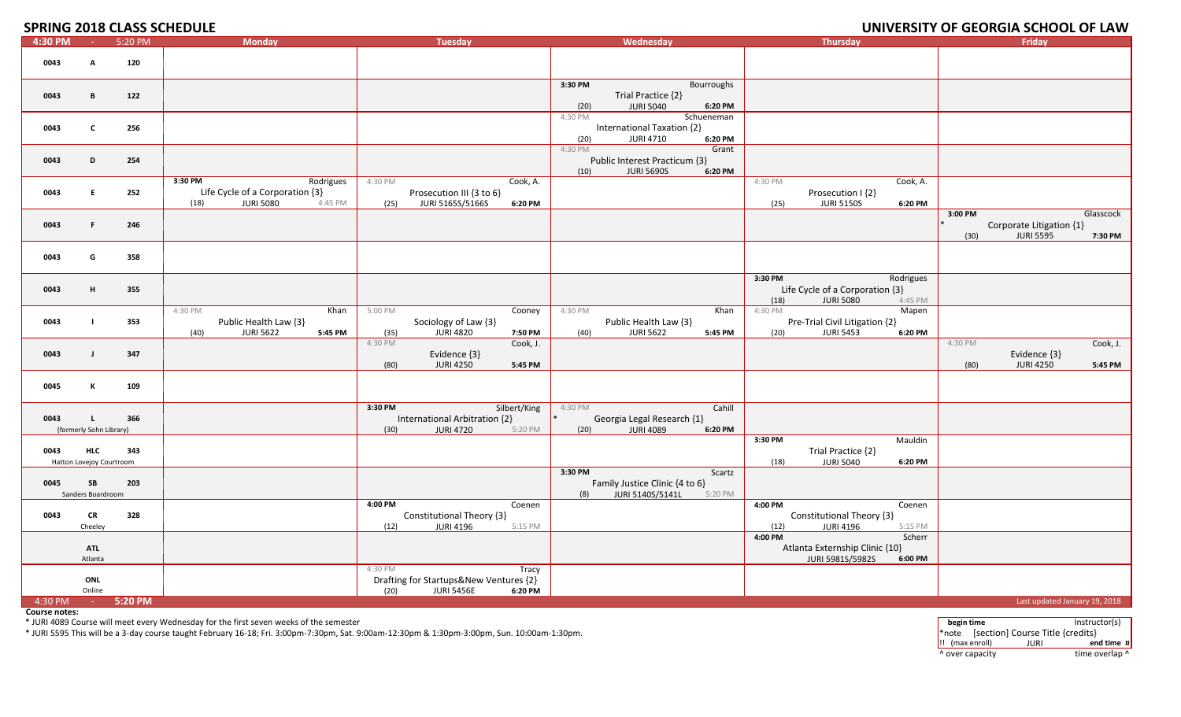# SPRING 2018 CLASS SCHEDULE

# UNIVERSITY OF GEORGIA SCHOOL OF LAW

| 4:30 PM - 5:20 PM | Monday | Tuesday | Wednesday | Thursday | Friday |
|---|---|---|---|---|---|
| 0043 A 120 | | | | | |
| 0043 B 122 | | | 3:30 PM Bourroughs<br>Trial Practice {2}<br>(20) JURI 5040 6:20 PM | | |
| 0043 C 256 | | | 4:30 PM Schueneman<br>International Taxation {2}<br>(20) JURI 4710 6:20 PM | | |
| 0043 D 254 | | | 4:30 PM Grant<br>Public Interest Practicum {3}<br>(10) JURI 5690S 6:20 PM | | |
| 0043 E 252 | 3:30 PM Rodrigues<br>Life Cycle of a Corporation {3}<br>(18) JURI 5080 4:45 PM | 4:30 PM Cook, A.<br>Prosecution III {3 to 6}<br>(25) JURI 5165S/5166S 6:20 PM | | 4:30 PM Cook, A.<br>Prosecution I {2}<br>(25) JURI 5150S 6:20 PM | |
| 0043 F 246 | | | | | 3:00 PM Glasscock<br>* Corporate Litigation {1}<br>(30) JURI 5595 7:30 PM |
| 0043 G 358 | | | | | |
| 0043 H 355 | | | | 3:30 PM Rodrigues<br>Life Cycle of a Corporation {3}<br>(18) JURI 5080 4:45 PM | |
| 0043 I 353 | 4:30 PM Khan<br>Public Health Law {3}<br>(40) JURI 5622 5:45 PM | 5:00 PM Cooney<br>Sociology of Law {3}<br>(35) JURI 4820 7:50 PM | 4:30 PM Khan<br>Public Health Law {3}<br>(40) JURI 5622 5:45 PM | 4:30 PM Mapen<br>Pre-Trial Civil Litigation {2}<br>(20) JURI 5453 6:20 PM | |
| 0043 J 347 | | 4:30 PM Cook, J.<br>Evidence {3}<br>(80) JURI 4250 5:45 PM | | | 4:30 PM Cook, J.<br>Evidence {3}<br>(80) JURI 4250 5:45 PM |
| 0045 K 109 | | | | | |
| 0043 L 366 (formerly Sohn Library) | | 3:30 PM Silbert/King<br>International Arbitration {2}<br>(30) JURI 4720 5:20 PM | 4:30 PM Cahill<br>* Georgia Legal Research {1}<br>(20) JURI 4089 6:20 PM | | |
| 0043 HLC 343 Hatton Lovejoy Courtroom | | | | 3:30 PM Mauldin<br>Trial Practice {2}<br>(18) JURI 5040 6:20 PM | |
| 0045 SB 203 Sanders Boardroom | | | 3:30 PM Scartz<br>Family Justice Clinic {4 to 6}<br>(8) JURI 5140S/5141L 5:20 PM | | |
| 0043 CR 328 Cheeley | | 4:00 PM Coenen<br>Constitutional Theory {3}<br>(12) JURI 4196 5:15 PM | | 4:00 PM Coenen<br>Constitutional Theory {3}<br>(12) JURI 4196 5:15 PM | |
| ATL Atlanta | | | | 4:00 PM Scherr<br>Atlanta Externship Clinic {10}<br>JURI 5981S/5982S 6:00 PM | |
| ONL Online | | 4:30 PM Tracy<br>Drafting for Startups&New Ventures {2}<br>(20) JURI 5456E 6:20 PM | | | |
| 4:30 PM - 5:20 PM | | | | | Last updated January 19, 2018 |

**Course notes:**

* JURI 4089 Course will meet every Wednesday for the first seven weeks of the semester

* JURI 5595 This will be a 3-day course taught February 16-18; Fri. 3:00pm-7:30pm, Sat. 9:00am-12:30pm & 1:30pm-3:00pm, Sun. 10:00am-1:30pm.

| **begin time** | | Instructor(s) |
|---|---|---|
| *note | [section] Course Title {credits} | |
| !! (max enroll) | JURI | **end time ¤** |
| ^ over capacity | | time overlap ^ |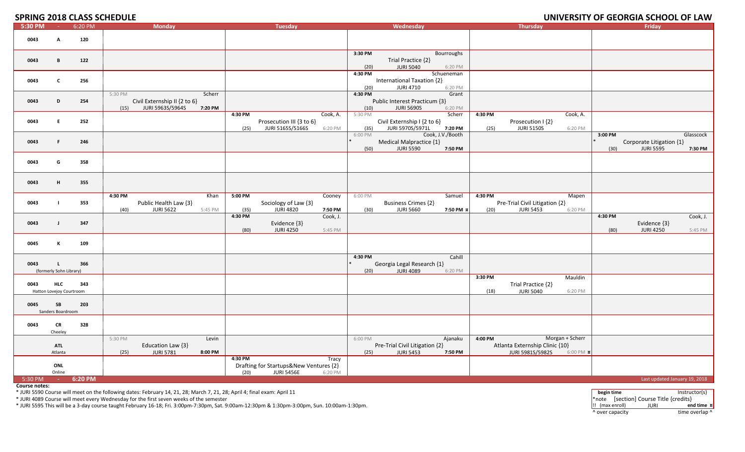# SPRING 2018 CLASS SCHEDULE

## UNIVERSITY OF GEORGIA SCHOOL OF LAW

| 5:30 PM - 6:20 PM | Monday | Tuesday | Wednesday | Thursday | Friday |
|---|---|---|---|---|---|
| 0043 A 120 | | | | | |
| 0043 B 122 | | | 3:30 PM Bourroughs<br>Trial Practice {2}<br>(20) JURI 5040 6:20 PM | | |
| 0043 C 256 | | | 4:30 PM Schueneman<br>International Taxation {2}<br>(20) JURI 4710 6:20 PM | | |
| 0043 D 254 | 5:30 PM Scherr<br>Civil Externship II {2 to 6}<br>(15) JURI 5963S/5964S 7:20 PM | | 4:30 PM Grant<br>Public Interest Practicum {3}<br>(10) JURI 5690S 6:20 PM | | |
| 0043 E 252 | | 4:30 PM Cook, A.<br>Prosecution III {3 to 6}<br>(25) JURI 5165S/5166S 6:20 PM | 5:30 PM Scherr<br>Civil Externship I {2 to 6}<br>(35) JURI 5970S/5971L 7:20 PM | 4:30 PM Cook, A.<br>Prosecution I {2}<br>(25) JURI 5150S 6:20 PM | |
| 0043 F 246 | | | 6:00 PM Cook, J.V./Booth<br>* Medical Malpractice {1}<br>(50) JURI 5590 7:50 PM | | 3:00 PM Glasscock<br>* Corporate Litigation {1}<br>(30) JURI 5595 7:30 PM |
| 0043 G 358 | | | | | |
| 0043 H 355 | | | | | |
| 0043 I 353 | 4:30 PM Khan<br>Public Health Law {3}<br>(40) JURI 5622 5:45 PM | 5:00 PM Cooney<br>Sociology of Law {3}<br>(35) JURI 4820 7:50 PM | 6:00 PM Samuel<br>Business Crimes {2}<br>(30) JURI 5660 7:50 PM ¤ | 4:30 PM Mapen<br>Pre-Trial Civil Litigation {2}<br>(20) JURI 5453 6:20 PM | |
| 0043 J 347 | | 4:30 PM Cook, J.<br>Evidence {3}<br>(80) JURI 4250 5:45 PM | | | 4:30 PM Cook, J.<br>Evidence {3}<br>(80) JURI 4250 5:45 PM |
| 0045 K 109 | | | | | |
| 0043 L 366 (formerly Sohn Library) | | | 4:30 PM Cahill<br>* Georgia Legal Research {1}<br>(20) JURI 4089 6:20 PM | | |
| 0043 HLC 343 Hatton Lovejoy Courtroom | | | | 3:30 PM Mauldin<br>Trial Practice {2}<br>(18) JURI 5040 6:20 PM | |
| 0045 SB 203 Sanders Boardroom | | | | | |
| 0043 CR 328 Cheeley | | | | | |
| ATL Atlanta | 5:30 PM Levin<br>Education Law {3}<br>(25) JURI 5781 8:00 PM | | 6:00 PM Ajanaku<br>Pre-Trial Civil Litigation {2}<br>(25) JURI 5453 7:50 PM | 4:00 PM Morgan + Scherr<br>Atlanta Externship Clinic {10}<br>JURI 5981S/5982S 6:00 PM ¤ | |
| ONL Online | | 4:30 PM Tracy<br>Drafting for Startups&New Ventures {2}<br>(20) JURI 5456E 6:20 PM | | | |
| 5:30 PM - 6:20 PM | | | | | Last updated January 19, 2018 |

**Course notes:**

* JURI 5590 Course will meet on the following dates: February 14, 21, 28; March 7, 21, 28; April 4; final exam: April 11

* JURI 4089 Course will meet every Wednesday for the first seven weeks of the semester

* JURI 5595 This will be a 3-day course taught February 16-18; Fri. 3:00pm-7:30pm, Sat. 9:00am-12:30pm & 1:30pm-3:00pm, Sun. 10:00am-1:30pm.

| **begin time** | | Instructor(s) |
|---|---|---|
| *note | [section] Course Title {credits} | |
| !! (max enroll) | JURI | **end time ¤** |
| ^ over capacity | | time overlap ^ |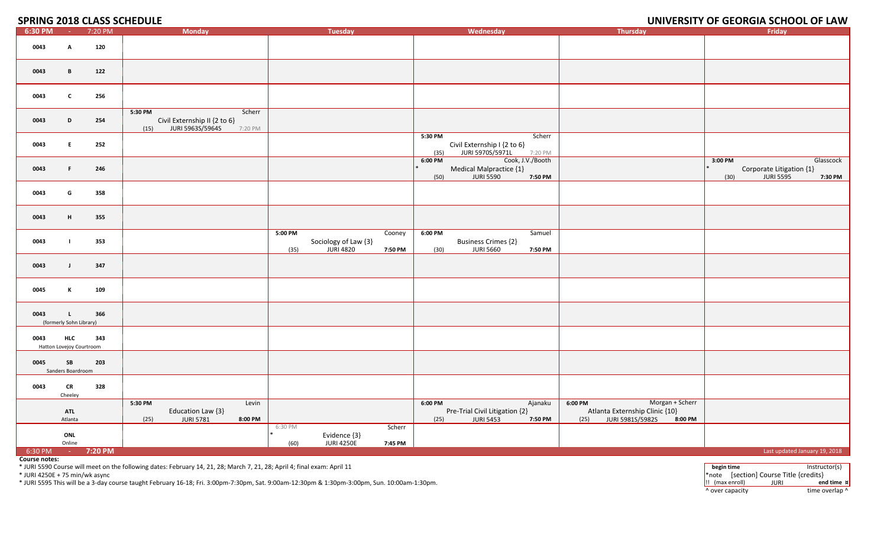# SPRING 2018 CLASS SCHEDULE

## UNIVERSITY OF GEORGIA SCHOOL OF LAW

| 6:30 PM - 7:20 PM | Monday | Tuesday | Wednesday | Thursday | Friday |
|---|---|---|---|---|---|
| 0043 A 120 | | | | | |
| 0043 B 122 | | | | | |
| 0043 C 256 | | | | | |
| 0043 D 254 | 5:30 PM Scherr<br>Civil Externship II {2 to 6}<br>(15) JURI 5963S/5964S 7:20 PM | | | | |
| 0043 E 252 | | | 5:30 PM Scherr<br>Civil Externship I {2 to 6}<br>(35) JURI 5970S/5971L 7:20 PM | | |
| 0043 F 246 | | | 6:00 PM Cook, J.V./Booth<br>* Medical Malpractice {1}<br>(50) JURI 5590 7:50 PM | | 3:00 PM Glasscock<br>* Corporate Litigation {1}<br>(30) JURI 5595 7:30 PM |
| 0043 G 358 | | | | | |
| 0043 H 355 | | | | | |
| 0043 I 353 | | 5:00 PM Cooney<br>Sociology of Law {3}<br>(35) JURI 4820 7:50 PM | 6:00 PM Samuel<br>Business Crimes {2}<br>(30) JURI 5660 7:50 PM | | |
| 0043 J 347 | | | | | |
| 0045 K 109 | | | | | |
| 0043 L 366 (formerly Sohn Library) | | | | | |
| 0043 HLC 343 Hatton Lovejoy Courtroom | | | | | |
| 0045 SB 203 Sanders Boardroom | | | | | |
| 0043 CR 328 Cheeley | | | | | |
| ATL Atlanta | 5:30 PM Levin<br>Education Law {3}<br>(25) JURI 5781 8:00 PM | | 6:00 PM Ajanaku<br>Pre-Trial Civil Litigation {2}<br>(25) JURI 5453 7:50 PM | 6:00 PM Morgan + Scherr<br>Atlanta Externship Clinic {10}<br>(25) JURI 5981S/5982S 8:00 PM | |
| ONL Online | | 6:30 PM Scherr<br>* Evidence {3}<br>(60) JURI 4250E 7:45 PM | | | |
| 6:30 PM - 7:20 PM | | | | | Last updated January 19, 2018 |

**Course notes:**

* JURI 5590 Course will meet on the following dates: February 14, 21, 28; March 7, 21, 28; April 4; final exam: April 11

* JURI 4250E + 75 min/wk async

* JURI 5595 This will be a 3-day course taught February 16-18; Fri. 3:00pm-7:30pm, Sat. 9:00am-12:30pm & 1:30pm-3:00pm, Sun. 10:00am-1:30pm.

| **begin time** | | Instructor(s) |
|---|---|---|
| *note | [section] Course Title {credits} | |
| !! (max enroll) | JURI | **end time** ¤ |
| ^ over capacity | | time overlap ^ |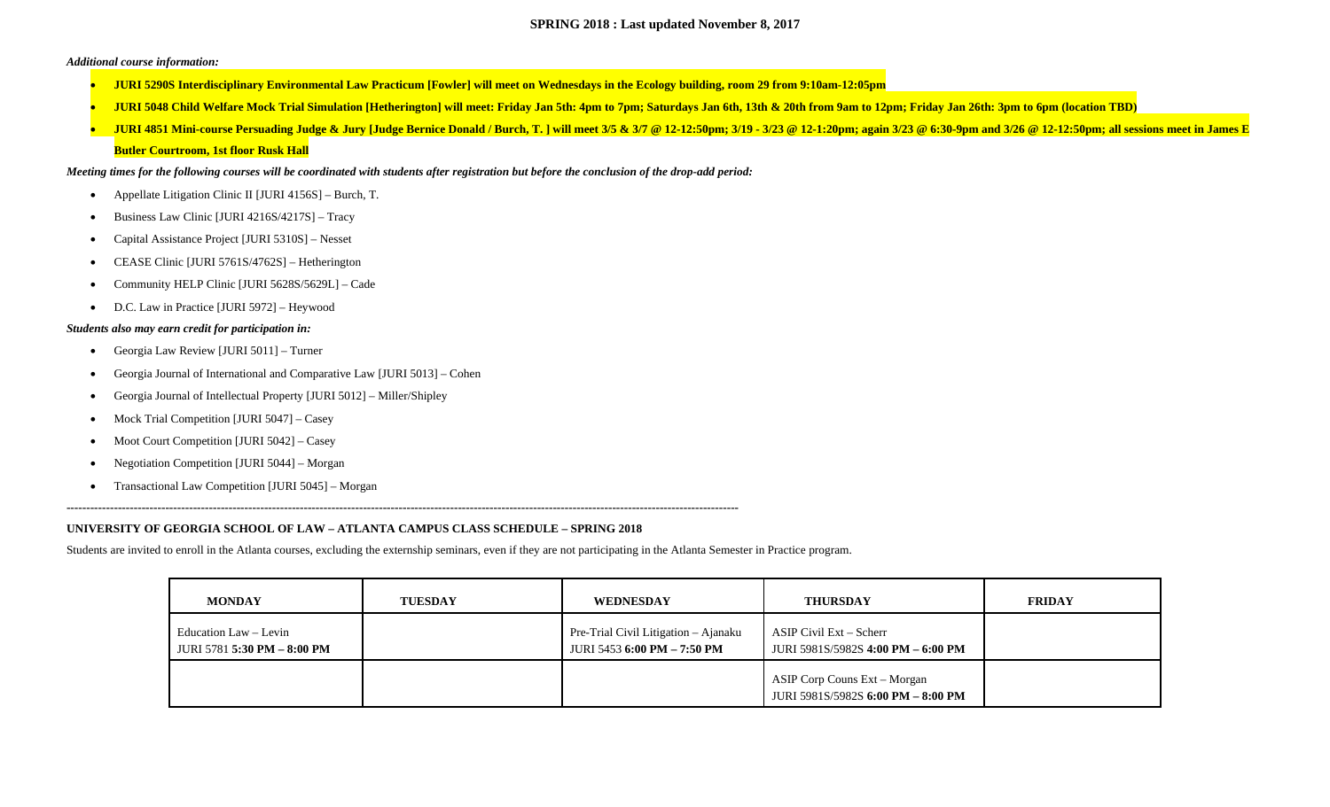**SPRING 2018 : Last updated November 8, 2017**

***Additional course information:***

- **JURI 5290S Interdisciplinary Environmental Law Practicum [Fowler] will meet on Wednesdays in the Ecology building, room 29 from 9:10am-12:05pm**
- **JURI 5048 Child Welfare Mock Trial Simulation [Hetherington] will meet: Friday Jan 5th: 4pm to 7pm; Saturdays Jan 6th, 13th & 20th from 9am to 12pm; Friday Jan 26th: 3pm to 6pm (location TBD)**
- **JURI 4851 Mini-course Persuading Judge & Jury [Judge Bernice Donald / Burch, T. ] will meet 3/5 & 3/7 @ 12-12:50pm; 3/19 - 3/23 @ 12-1:20pm; again 3/23 @ 6:30-9pm and 3/26 @ 12-12:50pm; all sessions meet in James E Butler Courtroom, 1st floor Rusk Hall**

***Meeting times for the following courses will be coordinated with students after registration but before the conclusion of the drop-add period:***

- Appellate Litigation Clinic II [JURI 4156S] – Burch, T.
- Business Law Clinic [JURI 4216S/4217S] – Tracy
- Capital Assistance Project [JURI 5310S] – Nesset
- CEASE Clinic [JURI 5761S/4762S] – Hetherington
- Community HELP Clinic [JURI 5628S/5629L] – Cade
- D.C. Law in Practice [JURI 5972] – Heywood

***Students also may earn credit for participation in:***

- Georgia Law Review [JURI 5011] – Turner
- Georgia Journal of International and Comparative Law [JURI 5013] – Cohen
- Georgia Journal of Intellectual Property [JURI 5012] – Miller/Shipley
- Mock Trial Competition [JURI 5047] – Casey
- Moot Court Competition [JURI 5042] – Casey
- Negotiation Competition [JURI 5044] – Morgan
- Transactional Law Competition [JURI 5045] – Morgan

---

**UNIVERSITY OF GEORGIA SCHOOL OF LAW – ATLANTA CAMPUS CLASS SCHEDULE – SPRING 2018**

Students are invited to enroll in the Atlanta courses, excluding the externship seminars, even if they are not participating in the Atlanta Semester in Practice program.

| MONDAY | TUESDAY | WEDNESDAY | THURSDAY | FRIDAY |
|---|---|---|---|---|
| Education Law – Levin<br>JURI 5781 **5:30 PM – 8:00 PM** | | Pre-Trial Civil Litigation – Ajanaku<br>JURI 5453 **6:00 PM – 7:50 PM** | ASIP Civil Ext – Scherr<br>JURI 5981S/5982S **4:00 PM – 6:00 PM** | |
| | | | ASIP Corp Couns Ext – Morgan<br>JURI 5981S/5982S **6:00 PM – 8:00 PM** | |